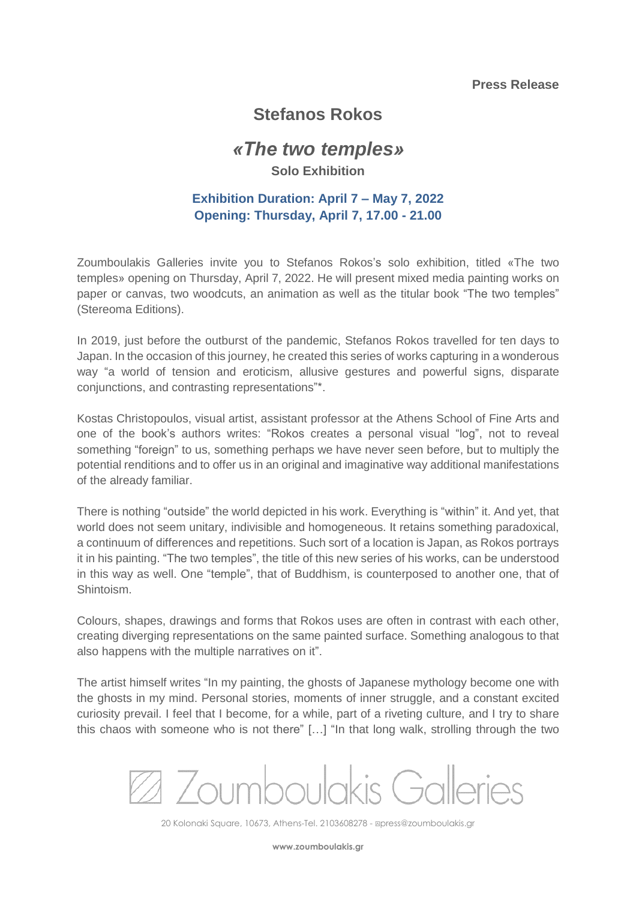**Press Release**

# Stefanos Rokos

## *«The two temples»*

**Solo Exhibition**

**Exhibition Duration: April 7 – May 7, 2022**
**Opening: Thursday, April 7, 17.00 - 21.00**

Zoumboulakis Galleries invite you to Stefanos Rokos's solo exhibition, titled «The two temples» opening on Thursday, April 7, 2022. He will present mixed media painting works on paper or canvas, two woodcuts, an animation as well as the titular book "The two temples" (Stereoma Editions).

In 2019, just before the outburst of the pandemic, Stefanos Rokos travelled for ten days to Japan. In the occasion of this journey, he created this series of works capturing in a wonderous way "a world of tension and eroticism, allusive gestures and powerful signs, disparate conjunctions, and contrasting representations"*.

Kostas Christopoulos, visual artist, assistant professor at the Athens School of Fine Arts and one of the book's authors writes: "Rokos creates a personal visual "log", not to reveal something "foreign" to us, something perhaps we have never seen before, but to multiply the potential renditions and to offer us in an original and imaginative way additional manifestations of the already familiar.

There is nothing "outside" the world depicted in his work. Everything is "within" it. And yet, that world does not seem unitary, indivisible and homogeneous. It retains something paradoxical, a continuum of differences and repetitions. Such sort of a location is Japan, as Rokos portrays it in his painting. "The two temples", the title of this new series of his works, can be understood in this way as well. One "temple", that of Buddhism, is counterposed to another one, that of Shintoism.

Colours, shapes, drawings and forms that Rokos uses are often in contrast with each other, creating diverging representations on the same painted surface. Something analogous to that also happens with the multiple narratives on it".

The artist himself writes "In my painting, the ghosts of Japanese mythology become one with the ghosts in my mind. Personal stories, moments of inner struggle, and a constant excited curiosity prevail. I feel that I become, for a while, part of a riveting culture, and I try to share this chaos with someone who is not there" […] "In that long walk, strolling through the two

Zoumboulakis Galleries

20 Kolonaki Square, 10673, Athens-Tel. 2103608278 - press@zoumboulakis.gr

www.zoumboulakis.gr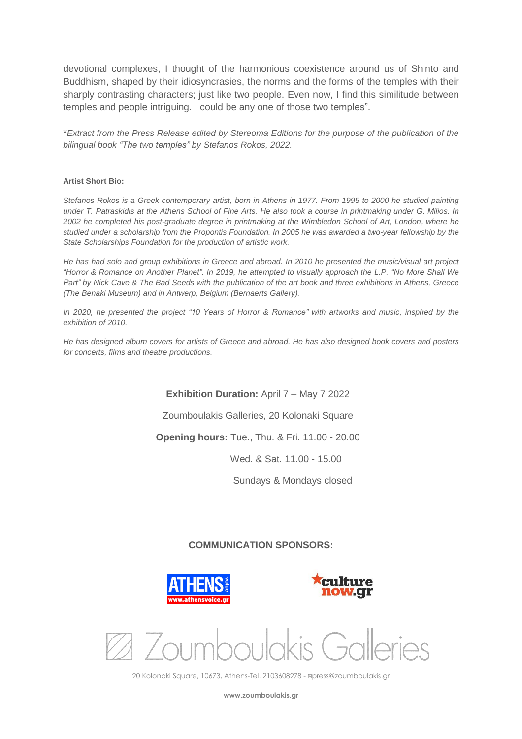devotional complexes, I thought of the harmonious coexistence around us of Shinto and Buddhism, shaped by their idiosyncrasies, the norms and the forms of the temples with their sharply contrasting characters; just like two people. Even now, I find this similitude between temples and people intriguing. I could be any one of those two temples".

*\*Extract from the Press Release edited by Stereoma Editions for the purpose of the publication of the bilingual book "The two temples" by Stefanos Rokos, 2022.*

**Artist Short Bio:**

*Stefanos Rokos is a Greek contemporary artist, born in Athens in 1977. From 1995 to 2000 he studied painting under T. Patraskidis at the Athens School of Fine Arts. He also took a course in printmaking under G. Milios. In 2002 he completed his post-graduate degree in printmaking at the Wimbledon School of Art, London, where he studied under a scholarship from the Propontis Foundation. In 2005 he was awarded a two-year fellowship by the State Scholarships Foundation for the production of artistic work.*

*He has had solo and group exhibitions in Greece and abroad. In 2010 he presented the music/visual art project "Horror & Romance on Another Planet". In 2019, he attempted to visually approach the L.P. "No More Shall We Part" by Nick Cave & The Bad Seeds with the publication of the art book and three exhibitions in Athens, Greece (The Benaki Museum) and in Antwerp, Belgium (Bernaerts Gallery).*

*In 2020, he presented the project "10 Years of Horror & Romance" with artworks and music, inspired by the exhibition of 2010.*

*He has designed album covers for artists of Greece and abroad. He has also designed book covers and posters for concerts, films and theatre productions.*

**Exhibition Duration:** April 7 – May 7 2022

Zoumboulakis Galleries, 20 Kolonaki Square

**Opening hours:** Tue., Thu. & Fri. 11.00 - 20.00

Wed. & Sat. 11.00 - 15.00

Sundays & Mondays closed

**COMMUNICATION SPONSORS:**

ATHENS voice www.athensvoice.gr

culture now.gr

Zoumboulakis Galleries

20 Kolonaki Square, 10673, Athens-Tel. 2103608278 - press@zoumboulakis.gr

www.zoumboulakis.gr